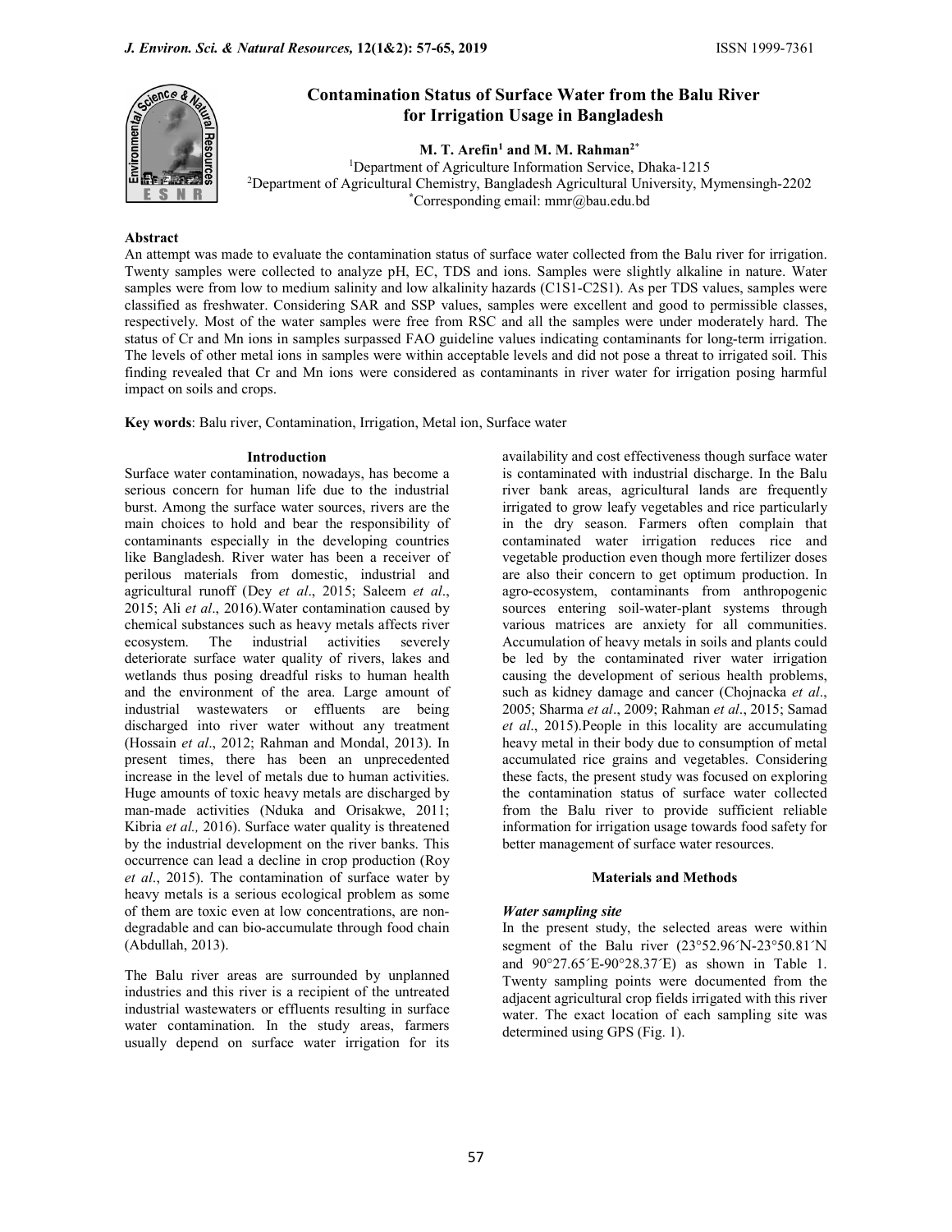# Contamination Status of Surface Water from the Balu River for Irrigation Usage in Bangladesh

**M. T. Arefin[1] and M. M. Rahman[2*]**

[1]Department of Agriculture Information Service, Dhaka-1215
[2]Department of Agricultural Chemistry, Bangladesh Agricultural University, Mymensingh-2202
*Corresponding email: mmr@bau.edu.bd

## Abstract

An attempt was made to evaluate the contamination status of surface water collected from the Balu river for irrigation. Twenty samples were collected to analyze pH, EC, TDS and ions. Samples were slightly alkaline in nature. Water samples were from low to medium salinity and low alkalinity hazards (C1S1-C2S1). As per TDS values, samples were classified as freshwater. Considering SAR and SSP values, samples were excellent and good to permissible classes, respectively. Most of the water samples were free from RSC and all the samples were under moderately hard. The status of Cr and Mn ions in samples surpassed FAO guideline values indicating contaminants for long-term irrigation. The levels of other metal ions in samples were within acceptable levels and did not pose a threat to irrigated soil. This finding revealed that Cr and Mn ions were considered as contaminants in river water for irrigation posing harmful impact on soils and crops.

**Key words**: Balu river, Contamination, Irrigation, Metal ion, Surface water

## Introduction

Surface water contamination, nowadays, has become a serious concern for human life due to the industrial burst. Among the surface water sources, rivers are the main choices to hold and bear the responsibility of contaminants especially in the developing countries like Bangladesh. River water has been a receiver of perilous materials from domestic, industrial and agricultural runoff (Dey *et al*., 2015; Saleem *et al*., 2015; Ali *et al*., 2016).Water contamination caused by chemical substances such as heavy metals affects river ecosystem. The industrial activities severely deteriorate surface water quality of rivers, lakes and wetlands thus posing dreadful risks to human health and the environment of the area. Large amount of industrial wastewaters or effluents are being discharged into river water without any treatment (Hossain *et al*., 2012; Rahman and Mondal, 2013). In present times, there has been an unprecedented increase in the level of metals due to human activities. Huge amounts of toxic heavy metals are discharged by man-made activities (Nduka and Orisakwe, 2011; Kibria *et al.,* 2016). Surface water quality is threatened by the industrial development on the river banks. This occurrence can lead a decline in crop production (Roy *et al*., 2015). The contamination of surface water by heavy metals is a serious ecological problem as some of them are toxic even at low concentrations, are non-degradable and can bio-accumulate through food chain (Abdullah, 2013).

The Balu river areas are surrounded by unplanned industries and this river is a recipient of the untreated industrial wastewaters or effluents resulting in surface water contamination. In the study areas, farmers usually depend on surface water irrigation for its availability and cost effectiveness though surface water is contaminated with industrial discharge. In the Balu river bank areas, agricultural lands are frequently irrigated to grow leafy vegetables and rice particularly in the dry season. Farmers often complain that contaminated water irrigation reduces rice and vegetable production even though more fertilizer doses are also their concern to get optimum production. In agro-ecosystem, contaminants from anthropogenic sources entering soil-water-plant systems through various matrices are anxiety for all communities. Accumulation of heavy metals in soils and plants could be led by the contaminated river water irrigation causing the development of serious health problems, such as kidney damage and cancer (Chojnacka *et al*., 2005; Sharma *et al*., 2009; Rahman *et al*., 2015; Samad *et al*., 2015).People in this locality are accumulating heavy metal in their body due to consumption of metal accumulated rice grains and vegetables. Considering these facts, the present study was focused on exploring the contamination status of surface water collected from the Balu river to provide sufficient reliable information for irrigation usage towards food safety for better management of surface water resources.

## Materials and Methods

### *Water sampling site*

In the present study, the selected areas were within segment of the Balu river (23°52.96´N-23°50.81´N and 90°27.65´E-90°28.37´E) as shown in Table 1. Twenty sampling points were documented from the adjacent agricultural crop fields irrigated with this river water. The exact location of each sampling site was determined using GPS (Fig. 1).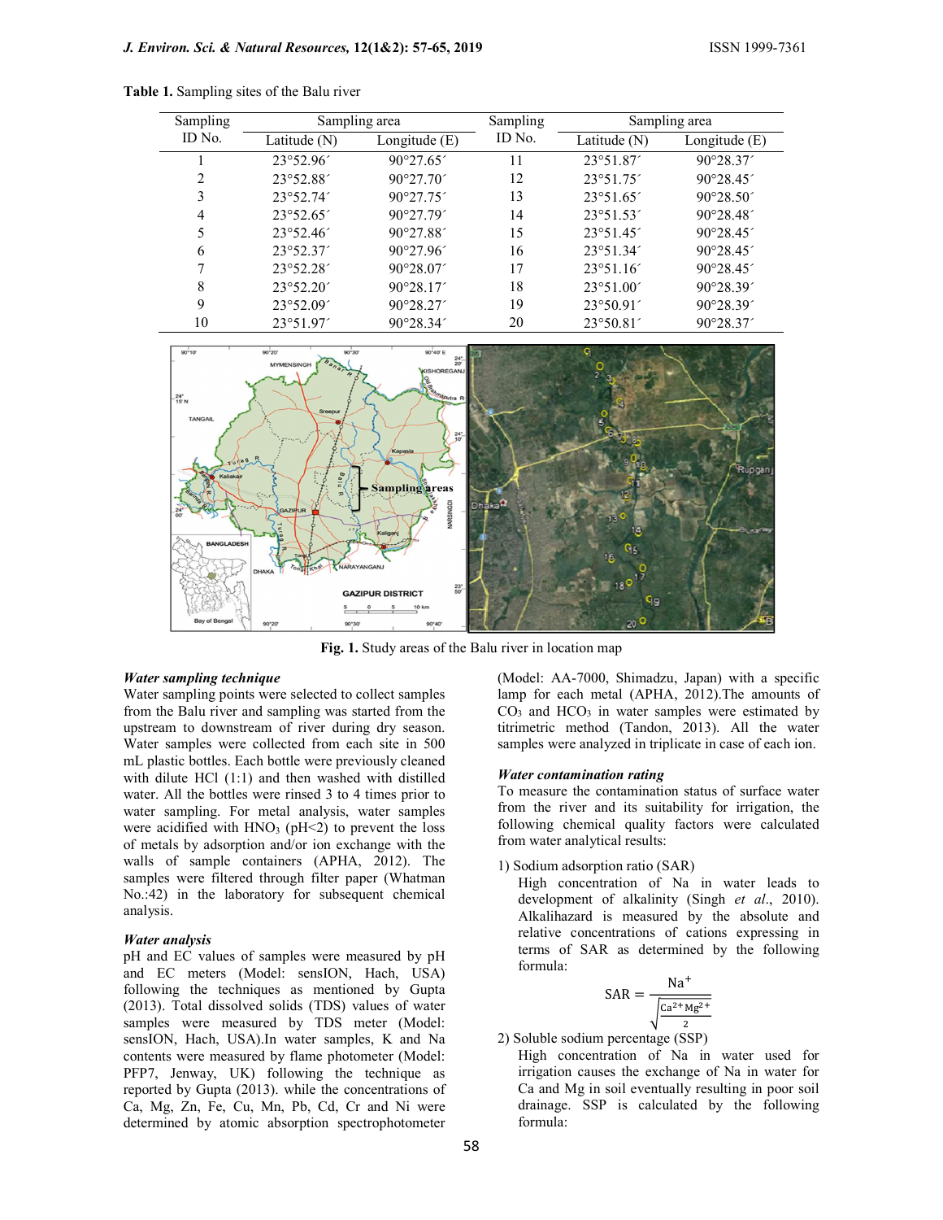**Table 1.** Sampling sites of the Balu river

| Sampling ID No. | Sampling area | | Sampling ID No. | Sampling area | |
|---|---|---|---|---|---|
| | Latitude (N) | Longitude (E) | | Latitude (N) | Longitude (E) |
| 1 | 23°52.96´ | 90°27.65´ | 11 | 23°51.87´ | 90°28.37´ |
| 2 | 23°52.88´ | 90°27.70´ | 12 | 23°51.75´ | 90°28.45´ |
| 3 | 23°52.74´ | 90°27.75´ | 13 | 23°51.65´ | 90°28.50´ |
| 4 | 23°52.65´ | 90°27.79´ | 14 | 23°51.53´ | 90°28.48´ |
| 5 | 23°52.46´ | 90°27.88´ | 15 | 23°51.45´ | 90°28.45´ |
| 6 | 23°52.37´ | 90°27.96´ | 16 | 23°51.34´ | 90°28.45´ |
| 7 | 23°52.28´ | 90°28.07´ | 17 | 23°51.16´ | 90°28.45´ |
| 8 | 23°52.20´ | 90°28.17´ | 18 | 23°51.00´ | 90°28.39´ |
| 9 | 23°52.09´ | 90°28.27´ | 19 | 23°50.91´ | 90°28.39´ |
| 10 | 23°51.97´ | 90°28.34´ | 20 | 23°50.81´ | 90°28.37´ |

**Fig. 1.** Study areas of the Balu river in location map

***Water sampling technique***

Water sampling points were selected to collect samples from the Balu river and sampling was started from the upstream to downstream of river during dry season. Water samples were collected from each site in 500 mL plastic bottles. Each bottle were previously cleaned with dilute HCl (1:1) and then washed with distilled water. All the bottles were rinsed 3 to 4 times prior to water sampling. For metal analysis, water samples were acidified with $HNO_3$ (pH<2) to prevent the loss of metals by adsorption and/or ion exchange with the walls of sample containers (APHA, 2012). The samples were filtered through filter paper (Whatman No.:42) in the laboratory for subsequent chemical analysis.

***Water analysis***

pH and EC values of samples were measured by pH and EC meters (Model: sensION, Hach, USA) following the techniques as mentioned by Gupta (2013). Total dissolved solids (TDS) values of water samples were measured by TDS meter (Model: sensION, Hach, USA).In water samples, K and Na contents were measured by flame photometer (Model: PFP7, Jenway, UK) following the technique as reported by Gupta (2013). while the concentrations of Ca, Mg, Zn, Fe, Cu, Mn, Pb, Cd, Cr and Ni were determined by atomic absorption spectrophotometer (Model: AA-7000, Shimadzu, Japan) with a specific lamp for each metal (APHA, 2012).The amounts of $CO_3$ and $HCO_3$ in water samples were estimated by titrimetric method (Tandon, 2013). All the water samples were analyzed in triplicate in case of each ion.

***Water contamination rating***

To measure the contamination status of surface water from the river and its suitability for irrigation, the following chemical quality factors were calculated from water analytical results:

1) Sodium adsorption ratio (SAR)

High concentration of Na in water leads to development of alkalinity (Singh *et al*., 2010). Alkalihazard is measured by the absolute and relative concentrations of cations expressing in terms of SAR as determined by the following formula:

$$SAR = \frac{Na^{+}}{\sqrt{\frac{Ca^{2+} Mg^{2+}}{2}}}$$

2) Soluble sodium percentage (SSP)

High concentration of Na in water used for irrigation causes the exchange of Na in water for Ca and Mg in soil eventually resulting in poor soil drainage. SSP is calculated by the following formula: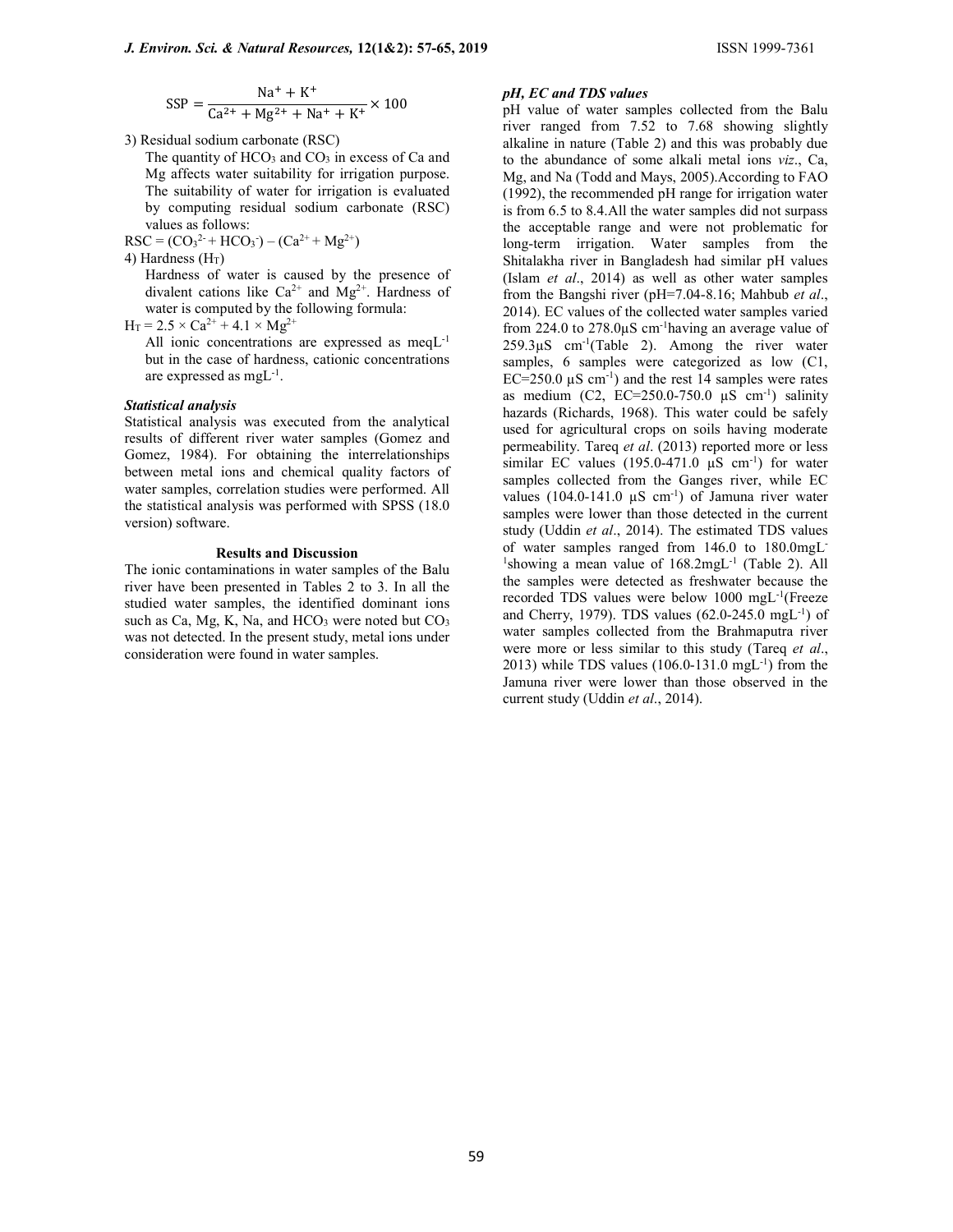$$SSP = \frac{Na^{+} + K^{+}}{Ca^{2+} + Mg^{2+} + Na^{+} + K^{+}} \times 100$$

3) Residual sodium carbonate (RSC)

The quantity of $HCO_3$ and $CO_3$ in excess of Ca and Mg affects water suitability for irrigation purpose. The suitability of water for irrigation is evaluated by computing residual sodium carbonate (RSC) values as follows:

$$RSC = (CO_3^{2-} + HCO_3^{-}) - (Ca^{2+} + Mg^{2+})$$

4) Hardness ($H_T$)

Hardness of water is caused by the presence of divalent cations like $Ca^{2+}$ and $Mg^{2+}$. Hardness of water is computed by the following formula:

$$H_T = 2.5 \times Ca^{2+} + 4.1 \times Mg^{2+}$$

All ionic concentrations are expressed as $meqL^{-1}$ but in the case of hardness, cationic concentrations are expressed as $mgL^{-1}$.

***Statistical analysis***

Statistical analysis was executed from the analytical results of different river water samples (Gomez and Gomez, 1984). For obtaining the interrelationships between metal ions and chemical quality factors of water samples, correlation studies were performed. All the statistical analysis was performed with SPSS (18.0 version) software.

## Results and Discussion

The ionic contaminations in water samples of the Balu river have been presented in Tables 2 to 3. In all the studied water samples, the identified dominant ions such as Ca, Mg, K, Na, and $HCO_3$ were noted but $CO_3$ was not detected. In the present study, metal ions under consideration were found in water samples.

***pH, EC and TDS values***

pH value of water samples collected from the Balu river ranged from 7.52 to 7.68 showing slightly alkaline in nature (Table 2) and this was probably due to the abundance of some alkali metal ions *viz*., Ca, Mg, and Na (Todd and Mays, 2005).According to FAO (1992), the recommended pH range for irrigation water is from 6.5 to 8.4.All the water samples did not surpass the acceptable range and were not problematic for long-term irrigation. Water samples from the Shitalakha river in Bangladesh had similar pH values (Islam *et al*., 2014) as well as other water samples from the Bangshi river (pH=7.04-8.16; Mahbub *et al*., 2014). EC values of the collected water samples varied from 224.0 to 278.0μS $cm^{-1}$having an average value of 259.3μS $cm^{-1}$(Table 2). Among the river water samples, 6 samples were categorized as low (C1, EC=250.0 μS $cm^{-1}$) and the rest 14 samples were rates as medium (C2, EC=250.0-750.0 μS $cm^{-1}$) salinity hazards (Richards, 1968). This water could be safely used for agricultural crops on soils having moderate permeability. Tareq *et al*. (2013) reported more or less similar EC values (195.0-471.0 μS $cm^{-1}$) for water samples collected from the Ganges river, while EC values (104.0-141.0 μS $cm^{-1}$) of Jamuna river water samples were lower than those detected in the current study (Uddin *et al*., 2014). The estimated TDS values of water samples ranged from 146.0 to 180.0$mgL^{-1}$showing a mean value of 168.2$mgL^{-1}$ (Table 2). All the samples were detected as freshwater because the recorded TDS values were below 1000 $mgL^{-1}$(Freeze and Cherry, 1979). TDS values (62.0-245.0 $mgL^{-1}$) of water samples collected from the Brahmaputra river were more or less similar to this study (Tareq *et al*., 2013) while TDS values (106.0-131.0 $mgL^{-1}$) from the Jamuna river were lower than those observed in the current study (Uddin *et al*., 2014).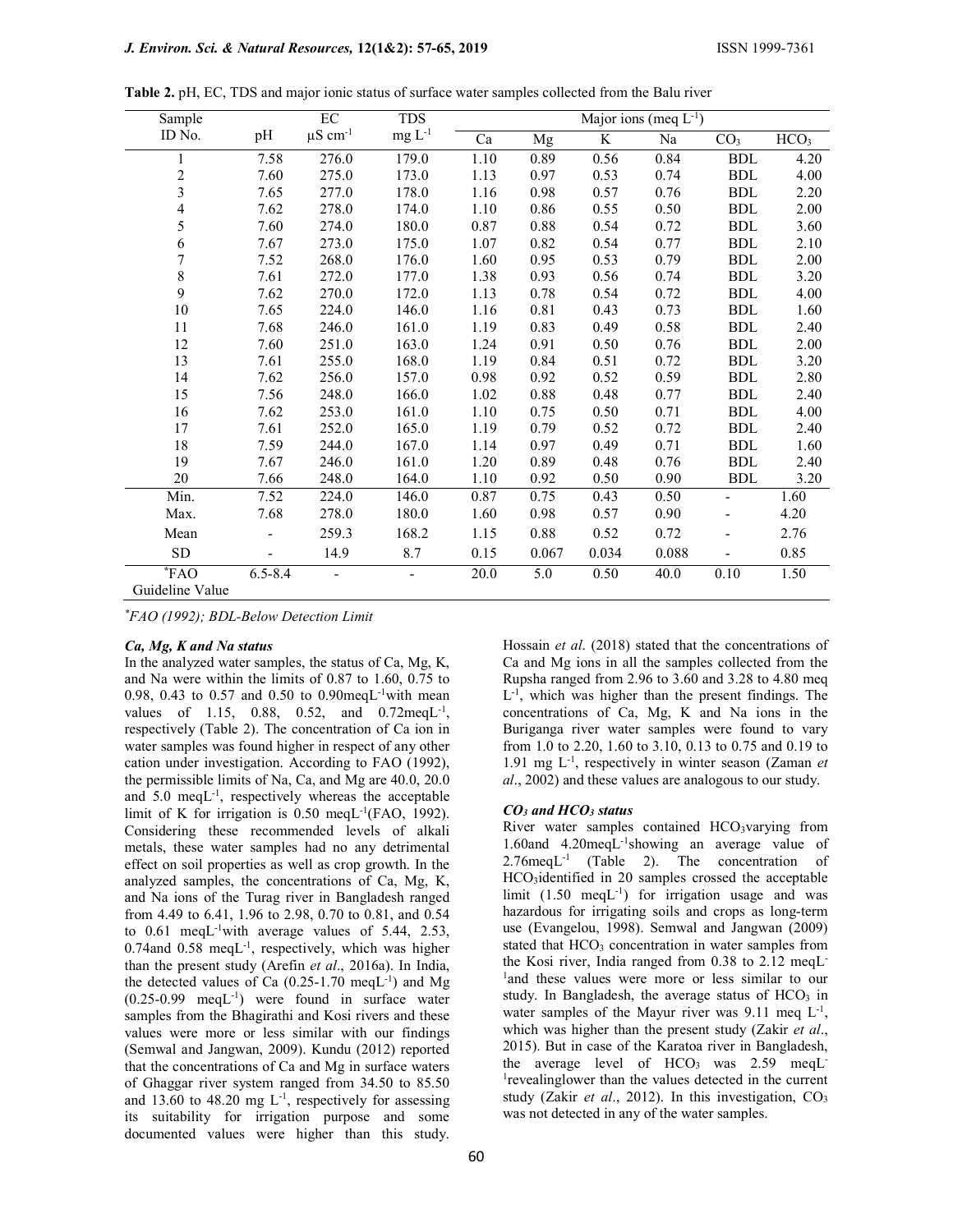**Table 2.** pH, EC, TDS and major ionic status of surface water samples collected from the Balu river

| Sample ID No. | pH | EC $\mu S\ cm^{-1}$ | TDS $mg\ L^{-1}$ | Major ions ($meq\ L^{-1}$) | | | | | |
|---|---|---|---|---|---|---|---|---|---|
| | | | | Ca | Mg | K | Na | $CO_3$ | $HCO_3$ |
| 1 | 7.58 | 276.0 | 179.0 | 1.10 | 0.89 | 0.56 | 0.84 | BDL | 4.20 |
| 2 | 7.60 | 275.0 | 173.0 | 1.13 | 0.97 | 0.53 | 0.74 | BDL | 4.00 |
| 3 | 7.65 | 277.0 | 178.0 | 1.16 | 0.98 | 0.57 | 0.76 | BDL | 2.20 |
| 4 | 7.62 | 278.0 | 174.0 | 1.10 | 0.86 | 0.55 | 0.50 | BDL | 2.00 |
| 5 | 7.60 | 274.0 | 180.0 | 0.87 | 0.88 | 0.54 | 0.72 | BDL | 3.60 |
| 6 | 7.67 | 273.0 | 175.0 | 1.07 | 0.82 | 0.54 | 0.77 | BDL | 2.10 |
| 7 | 7.52 | 268.0 | 176.0 | 1.60 | 0.95 | 0.53 | 0.79 | BDL | 2.00 |
| 8 | 7.61 | 272.0 | 177.0 | 1.38 | 0.93 | 0.56 | 0.74 | BDL | 3.20 |
| 9 | 7.62 | 270.0 | 172.0 | 1.13 | 0.78 | 0.54 | 0.72 | BDL | 4.00 |
| 10 | 7.65 | 224.0 | 146.0 | 1.16 | 0.81 | 0.43 | 0.73 | BDL | 1.60 |
| 11 | 7.68 | 246.0 | 161.0 | 1.19 | 0.83 | 0.49 | 0.58 | BDL | 2.40 |
| 12 | 7.60 | 251.0 | 163.0 | 1.24 | 0.91 | 0.50 | 0.76 | BDL | 2.00 |
| 13 | 7.61 | 255.0 | 168.0 | 1.19 | 0.84 | 0.51 | 0.72 | BDL | 3.20 |
| 14 | 7.62 | 256.0 | 157.0 | 0.98 | 0.92 | 0.52 | 0.59 | BDL | 2.80 |
| 15 | 7.56 | 248.0 | 166.0 | 1.02 | 0.88 | 0.48 | 0.77 | BDL | 2.40 |
| 16 | 7.62 | 253.0 | 161.0 | 1.10 | 0.75 | 0.50 | 0.71 | BDL | 4.00 |
| 17 | 7.61 | 252.0 | 165.0 | 1.19 | 0.79 | 0.52 | 0.72 | BDL | 2.40 |
| 18 | 7.59 | 244.0 | 167.0 | 1.14 | 0.97 | 0.49 | 0.71 | BDL | 1.60 |
| 19 | 7.67 | 246.0 | 161.0 | 1.20 | 0.89 | 0.48 | 0.76 | BDL | 2.40 |
| 20 | 7.66 | 248.0 | 164.0 | 1.10 | 0.92 | 0.50 | 0.90 | BDL | 3.20 |
| Min. | 7.52 | 224.0 | 146.0 | 0.87 | 0.75 | 0.43 | 0.50 | - | 1.60 |
| Max. | 7.68 | 278.0 | 180.0 | 1.60 | 0.98 | 0.57 | 0.90 | - | 4.20 |
| Mean | - | 259.3 | 168.2 | 1.15 | 0.88 | 0.52 | 0.72 | - | 2.76 |
| SD | - | 14.9 | 8.7 | 0.15 | 0.067 | 0.034 | 0.088 | - | 0.85 |
| *FAO Guideline Value | 6.5-8.4 | - | - | 20.0 | 5.0 | 0.50 | 40.0 | 0.10 | 1.50 |

**FAO (1992); BDL-Below Detection Limit*

### *Ca, Mg, K and Na status*

In the analyzed water samples, the status of Ca, Mg, K, and Na were within the limits of 0.87 to 1.60, 0.75 to 0.98, 0.43 to 0.57 and 0.50 to 0.90meq$L^{-1}$with mean values of 1.15, 0.88, 0.52, and 0.72meq$L^{-1}$, respectively (Table 2). The concentration of Ca ion in water samples was found higher in respect of any other cation under investigation. According to FAO (1992), the permissible limits of Na, Ca, and Mg are 40.0, 20.0 and 5.0 meq$L^{-1}$, respectively whereas the acceptable limit of K for irrigation is 0.50 meq$L^{-1}$(FAO, 1992). Considering these recommended levels of alkali metals, these water samples had no any detrimental effect on soil properties as well as crop growth. In the analyzed samples, the concentrations of Ca, Mg, K, and Na ions of the Turag river in Bangladesh ranged from 4.49 to 6.41, 1.96 to 2.98, 0.70 to 0.81, and 0.54 to 0.61 meq$L^{-1}$with average values of 5.44, 2.53, 0.74and 0.58 meq$L^{-1}$, respectively, which was higher than the present study (Arefin *et al*., 2016a). In India, the detected values of Ca (0.25-1.70 meq$L^{-1}$) and Mg (0.25-0.99 meq$L^{-1}$) were found in surface water samples from the Bhagirathi and Kosi rivers and these values were more or less similar with our findings (Semwal and Jangwan, 2009). Kundu (2012) reported that the concentrations of Ca and Mg in surface waters of Ghaggar river system ranged from 34.50 to 85.50 and 13.60 to 48.20 mg $L^{-1}$, respectively for assessing its suitability for irrigation purpose and some documented values were higher than this study. Hossain *et al*. (2018) stated that the concentrations of Ca and Mg ions in all the samples collected from the Rupsha ranged from 2.96 to 3.60 and 3.28 to 4.80 meq $L^{-1}$, which was higher than the present findings. The concentrations of Ca, Mg, K and Na ions in the Buriganga river water samples were found to vary from 1.0 to 2.20, 1.60 to 3.10, 0.13 to 0.75 and 0.19 to 1.91 mg $L^{-1}$, respectively in winter season (Zaman *et al*., 2002) and these values are analogous to our study.

### *$CO_3$ and $HCO_3$ status*

River water samples contained $HCO_3$varying from 1.60and 4.20meq$L^{-1}$showing an average value of 2.76meq$L^{-1}$ (Table 2). The concentration of $HCO_3$identified in 20 samples crossed the acceptable limit (1.50 meq$L^{-1}$) for irrigation usage and was hazardous for irrigating soils and crops as long-term use (Evangelou, 1998). Semwal and Jangwan (2009) stated that $HCO_3$ concentration in water samples from the Kosi river, India ranged from 0.38 to 2.12 meq$L^{-1}$and these values were more or less similar to our study. In Bangladesh, the average status of $HCO_3$ in water samples of the Mayur river was 9.11 meq $L^{-1}$, which was higher than the present study (Zakir *et al*., 2015). But in case of the Karatoa river in Bangladesh, the average level of $HCO_3$ was 2.59 meq$L^{-1}$revealinglower than the values detected in the current study (Zakir *et al*., 2012). In this investigation, $CO_3$ was not detected in any of the water samples.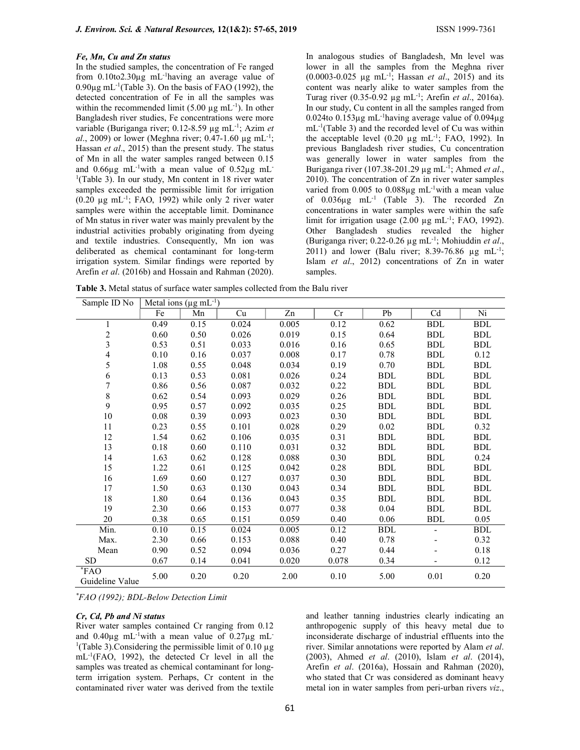### *Fe, Mn, Cu and Zn status*

In the studied samples, the concentration of Fe ranged from 0.10to2.30μg mL$^{-1}$having an average value of 0.90μg mL$^{-1}$(Table 3). On the basis of FAO (1992), the detected concentration of Fe in all the samples was within the recommended limit (5.00 μg mL$^{-1}$). In other Bangladesh river studies, Fe concentrations were more variable (Buriganga river; 0.12-8.59 μg mL$^{-1}$; Azim *et al*., 2009) or lower (Meghna river; 0.47-1.60 μg mL$^{-1}$; Hassan *et al*., 2015) than the present study. The status of Mn in all the water samples ranged between 0.15 and 0.66μg mL$^{-1}$with a mean value of 0.52μg mL$^{-1}$(Table 3). In our study, Mn content in 18 river water samples exceeded the permissible limit for irrigation (0.20 μg mL$^{-1}$; FAO, 1992) while only 2 river water samples were within the acceptable limit. Dominance of Mn status in river water was mainly prevalent by the industrial activities probably originating from dyeing and textile industries. Consequently, Mn ion was deliberated as chemical contaminant for long-term irrigation system. Similar findings were reported by Arefin *et al*. (2016b) and Hossain and Rahman (2020).

In analogous studies of Bangladesh, Mn level was lower in all the samples from the Meghna river (0.0003-0.025 μg mL$^{-1}$; Hassan *et al*., 2015) and its content was nearly alike to water samples from the Turag river (0.35-0.92 μg mL$^{-1}$; Arefin *et al*., 2016a). In our study, Cu content in all the samples ranged from 0.024to 0.153μg mL$^{-1}$having average value of 0.094μg mL$^{-1}$(Table 3) and the recorded level of Cu was within the acceptable level (0.20 μg mL$^{-1}$; FAO, 1992). In previous Bangladesh river studies, Cu concentration was generally lower in water samples from the Buriganga river (107.38-201.29 μg mL$^{-1}$; Ahmed *et al*., 2010). The concentration of Zn in river water samples varied from 0.005 to 0.088μg mL$^{-1}$with a mean value of 0.036μg mL$^{-1}$ (Table 3). The recorded Zn concentrations in water samples were within the safe limit for irrigation usage (2.00 μg mL$^{-1}$; FAO, 1992). Other Bangladesh studies revealed the higher (Buriganga river; 0.22-0.26 μg mL$^{-1}$; Mohiuddin *et al*., 2011) and lower (Balu river; 8.39-76.86 μg mL$^{-1}$; Islam *et al*., 2012) concentrations of Zn in water samples.

**Table 3.** Metal status of surface water samples collected from the Balu river

| Sample ID No | Metal ions (μg mL$^{-1}$) | | | | | | | |
|---|---|---|---|---|---|---|---|---|
| | Fe | Mn | Cu | Zn | Cr | Pb | Cd | Ni |
| 1 | 0.49 | 0.15 | 0.024 | 0.005 | 0.12 | 0.62 | BDL | BDL |
| 2 | 0.60 | 0.50 | 0.026 | 0.019 | 0.15 | 0.64 | BDL | BDL |
| 3 | 0.53 | 0.51 | 0.033 | 0.016 | 0.16 | 0.65 | BDL | BDL |
| 4 | 0.10 | 0.16 | 0.037 | 0.008 | 0.17 | 0.78 | BDL | 0.12 |
| 5 | 1.08 | 0.55 | 0.048 | 0.034 | 0.19 | 0.70 | BDL | BDL |
| 6 | 0.13 | 0.53 | 0.081 | 0.026 | 0.24 | BDL | BDL | BDL |
| 7 | 0.86 | 0.56 | 0.087 | 0.032 | 0.22 | BDL | BDL | BDL |
| 8 | 0.62 | 0.54 | 0.093 | 0.029 | 0.26 | BDL | BDL | BDL |
| 9 | 0.95 | 0.57 | 0.092 | 0.035 | 0.25 | BDL | BDL | BDL |
| 10 | 0.08 | 0.39 | 0.093 | 0.023 | 0.30 | BDL | BDL | BDL |
| 11 | 0.23 | 0.55 | 0.101 | 0.028 | 0.29 | 0.02 | BDL | 0.32 |
| 12 | 1.54 | 0.62 | 0.106 | 0.035 | 0.31 | BDL | BDL | BDL |
| 13 | 0.18 | 0.60 | 0.110 | 0.031 | 0.32 | BDL | BDL | BDL |
| 14 | 1.63 | 0.62 | 0.128 | 0.088 | 0.30 | BDL | BDL | 0.24 |
| 15 | 1.22 | 0.61 | 0.125 | 0.042 | 0.28 | BDL | BDL | BDL |
| 16 | 1.69 | 0.60 | 0.127 | 0.037 | 0.30 | BDL | BDL | BDL |
| 17 | 1.50 | 0.63 | 0.130 | 0.043 | 0.34 | BDL | BDL | BDL |
| 18 | 1.80 | 0.64 | 0.136 | 0.043 | 0.35 | BDL | BDL | BDL |
| 19 | 2.30 | 0.66 | 0.153 | 0.077 | 0.38 | 0.04 | BDL | BDL |
| 20 | 0.38 | 0.65 | 0.151 | 0.059 | 0.40 | 0.06 | BDL | 0.05 |
| Min. | 0.10 | 0.15 | 0.024 | 0.005 | 0.12 | BDL | - | BDL |
| Max. | 2.30 | 0.66 | 0.153 | 0.088 | 0.40 | 0.78 | - | 0.32 |
| Mean | 0.90 | 0.52 | 0.094 | 0.036 | 0.27 | 0.44 | - | 0.18 |
| SD | 0.67 | 0.14 | 0.041 | 0.020 | 0.078 | 0.34 | - | 0.12 |
| *FAO Guideline Value | 5.00 | 0.20 | 0.20 | 2.00 | 0.10 | 5.00 | 0.01 | 0.20 |

*\*FAO (1992); BDL-Below Detection Limit*

### *Cr, Cd, Pb and Ni status*

River water samples contained Cr ranging from 0.12 and 0.40μg mL$^{-1}$with a mean value of 0.27μg mL$^{-1}$(Table 3).Considering the permissible limit of 0.10 μg mL$^{-1}$(FAO, 1992), the detected Cr level in all the samples was treated as chemical contaminant for long-term irrigation system. Perhaps, Cr content in the contaminated river water was derived from the textile and leather tanning industries clearly indicating an anthropogenic supply of this heavy metal due to inconsiderate discharge of industrial effluents into the river. Similar annotations were reported by Alam *et al*. (2003), Ahmed *et al*. (2010), Islam *et al*. (2014), Arefin *et al*. (2016a), Hossain and Rahman (2020), who stated that Cr was considered as dominant heavy metal ion in water samples from peri-urban rivers *viz*.,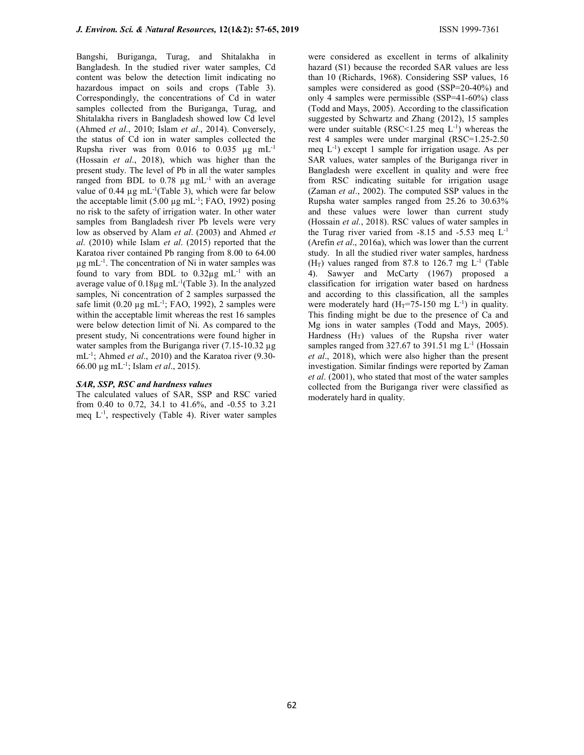Bangshi, Buriganga, Turag, and Shitalakha in Bangladesh. In the studied river water samples, Cd content was below the detection limit indicating no hazardous impact on soils and crops (Table 3). Correspondingly, the concentrations of Cd in water samples collected from the Buriganga, Turag, and Shitalakha rivers in Bangladesh showed low Cd level (Ahmed *et al*., 2010; Islam *et al*., 2014). Conversely, the status of Cd ion in water samples collected the Rupsha river was from 0.016 to 0.035 µg $mL^{-1}$ (Hossain *et al*., 2018), which was higher than the present study. The level of Pb in all the water samples ranged from BDL to 0.78 µg $mL^{-1}$ with an average value of 0.44 µg $mL^{-1}$(Table 3), which were far below the acceptable limit (5.00 µg $mL^{-1}$; FAO, 1992) posing no risk to the safety of irrigation water. In other water samples from Bangladesh river Pb levels were very low as observed by Alam *et al*. (2003) and Ahmed *et al*. (2010) while Islam *et al*. (2015) reported that the Karatoa river contained Pb ranging from 8.00 to 64.00 µg $mL^{-1}$. The concentration of Ni in water samples was found to vary from BDL to 0.32µg $mL^{-1}$ with an average value of 0.18µg $mL^{-1}$(Table 3). In the analyzed samples, Ni concentration of 2 samples surpassed the safe limit (0.20 µg $mL^{-1}$; FAO, 1992), 2 samples were within the acceptable limit whereas the rest 16 samples were below detection limit of Ni. As compared to the present study, Ni concentrations were found higher in water samples from the Buriganga river (7.15-10.32 µg $mL^{-1}$; Ahmed *et al*., 2010) and the Karatoa river (9.30-66.00 µg $mL^{-1}$; Islam *et al*., 2015).

### *SAR, SSP, RSC and hardness values*

The calculated values of SAR, SSP and RSC varied from 0.40 to 0.72, 34.1 to 41.6%, and -0.55 to 3.21 meq $L^{-1}$, respectively (Table 4). River water samples were considered as excellent in terms of alkalinity hazard (S1) because the recorded SAR values are less than 10 (Richards, 1968). Considering SSP values, 16 samples were considered as good (SSP=20-40%) and only 4 samples were permissible (SSP=41-60%) class (Todd and Mays, 2005). According to the classification suggested by Schwartz and Zhang (2012), 15 samples were under suitable (RSC<1.25 meq $L^{-1}$) whereas the rest 4 samples were under marginal (RSC=1.25-2.50 meq $L^{-1}$) except 1 sample for irrigation usage. As per SAR values, water samples of the Buriganga river in Bangladesh were excellent in quality and were free from RSC indicating suitable for irrigation usage (Zaman *et al*., 2002). The computed SSP values in the Rupsha water samples ranged from 25.26 to 30.63% and these values were lower than current study (Hossain *et al.*, 2018). RSC values of water samples in the Turag river varied from -8.15 and -5.53 meq $L^{-1}$ (Arefin *et al*., 2016a), which was lower than the current study. In all the studied river water samples, hardness ($H_T$) values ranged from 87.8 to 126.7 mg $L^{-1}$ (Table 4). Sawyer and McCarty (1967) proposed a classification for irrigation water based on hardness and according to this classification, all the samples were moderately hard ($H_T$=75-150 mg $L^{-1}$) in quality. This finding might be due to the presence of Ca and Mg ions in water samples (Todd and Mays, 2005). Hardness ($H_T$) values of the Rupsha river water samples ranged from 327.67 to 391.51 mg $L^{-1}$ (Hossain *et al*., 2018), which were also higher than the present investigation. Similar findings were reported by Zaman *et al*. (2001), who stated that most of the water samples collected from the Buriganga river were classified as moderately hard in quality.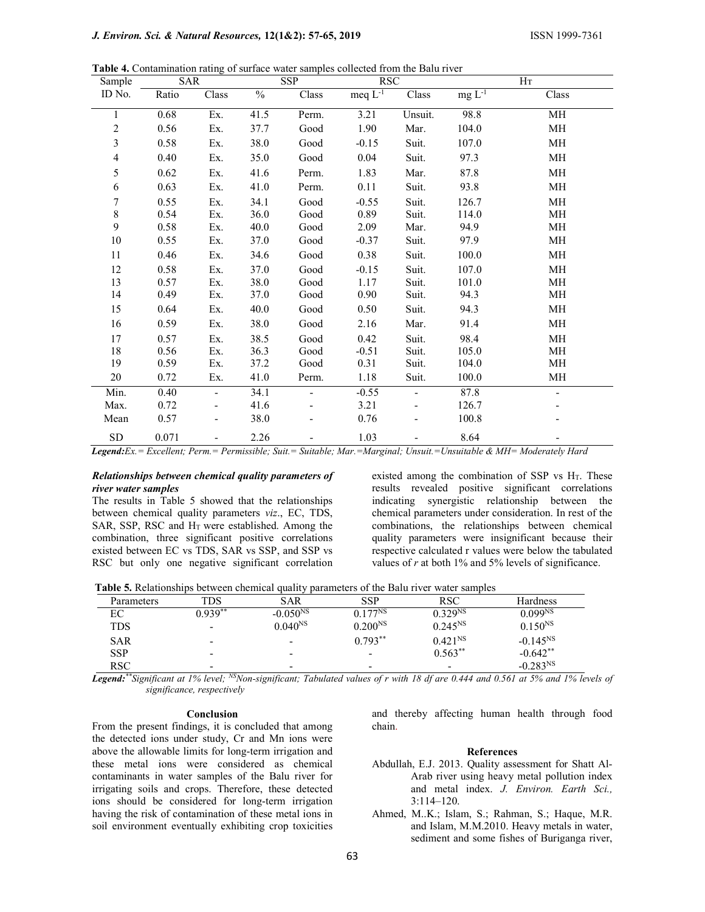**Table 4.** Contamination rating of surface water samples collected from the Balu river

| Sample ID No. | SAR | | SSP | | RSC | | $H_T$ | |
|---|---|---|---|---|---|---|---|---|
| | Ratio | Class | % | Class | meq $L^{-1}$ | Class | mg $L^{-1}$ | Class |
| 1 | 0.68 | Ex. | 41.5 | Perm. | 3.21 | Unsuit. | 98.8 | MH |
| 2 | 0.56 | Ex. | 37.7 | Good | 1.90 | Mar. | 104.0 | MH |
| 3 | 0.58 | Ex. | 38.0 | Good | -0.15 | Suit. | 107.0 | MH |
| 4 | 0.40 | Ex. | 35.0 | Good | 0.04 | Suit. | 97.3 | MH |
| 5 | 0.62 | Ex. | 41.6 | Perm. | 1.83 | Mar. | 87.8 | MH |
| 6 | 0.63 | Ex. | 41.0 | Perm. | 0.11 | Suit. | 93.8 | MH |
| 7 | 0.55 | Ex. | 34.1 | Good | -0.55 | Suit. | 126.7 | MH |
| 8 | 0.54 | Ex. | 36.0 | Good | 0.89 | Suit. | 114.0 | MH |
| 9 | 0.58 | Ex. | 40.0 | Good | 2.09 | Mar. | 94.9 | MH |
| 10 | 0.55 | Ex. | 37.0 | Good | -0.37 | Suit. | 97.9 | MH |
| 11 | 0.46 | Ex. | 34.6 | Good | 0.38 | Suit. | 100.0 | MH |
| 12 | 0.58 | Ex. | 37.0 | Good | -0.15 | Suit. | 107.0 | MH |
| 13 | 0.57 | Ex. | 38.0 | Good | 1.17 | Suit. | 101.0 | MH |
| 14 | 0.49 | Ex. | 37.0 | Good | 0.90 | Suit. | 94.3 | MH |
| 15 | 0.64 | Ex. | 40.0 | Good | 0.50 | Suit. | 94.3 | MH |
| 16 | 0.59 | Ex. | 38.0 | Good | 2.16 | Mar. | 91.4 | MH |
| 17 | 0.57 | Ex. | 38.5 | Good | 0.42 | Suit. | 98.4 | MH |
| 18 | 0.56 | Ex. | 36.3 | Good | -0.51 | Suit. | 105.0 | MH |
| 19 | 0.59 | Ex. | 37.2 | Good | 0.31 | Suit. | 104.0 | MH |
| 20 | 0.72 | Ex. | 41.0 | Perm. | 1.18 | Suit. | 100.0 | MH |
| Min. | 0.40 | - | 34.1 | - | -0.55 | - | 87.8 | - |
| Max. | 0.72 | - | 41.6 | - | 3.21 | - | 126.7 | - |
| Mean | 0.57 | - | 38.0 | - | 0.76 | - | 100.8 | - |
| SD | 0.071 | - | 2.26 | - | 1.03 | - | 8.64 | - |

***Legend:** Ex. = Excellent; Perm. = Permissible; Suit. = Suitable; Mar. = Marginal; Unsuit. = Unsuitable & MH = Moderately Hard*

### *Relationships between chemical quality parameters of river water samples*

The results in Table 5 showed that the relationships between chemical quality parameters *viz*., EC, TDS, SAR, SSP, RSC and $H_T$ were established. Among the combination, three significant positive correlations existed between EC vs TDS, SAR vs SSP, and SSP vs RSC but only one negative significant correlation existed among the combination of SSP vs $H_T$. These results revealed positive significant correlations indicating synergistic relationship between the chemical parameters under consideration. In rest of the combinations, the relationships between chemical quality parameters were insignificant because their respective calculated r values were below the tabulated values of *r* at both 1% and 5% levels of significance.

**Table 5.** Relationships between chemical quality parameters of the Balu river water samples

| Parameters | TDS | SAR | SSP | RSC | Hardness |
|---|---|---|---|---|---|
| EC | $0.939^{**}$ | $-0.050^{NS}$ | $0.177^{NS}$ | $0.329^{NS}$ | $0.099^{NS}$ |
| TDS | - | $0.040^{NS}$ | $0.200^{NS}$ | $0.245^{NS}$ | $0.150^{NS}$ |
| SAR | - | - | $0.793^{**}$ | $0.421^{NS}$ | $-0.145^{NS}$ |
| SSP | - | - | - | $0.563^{**}$ | $-0.642^{**}$ |
| RSC | - | - | - | - | $-0.283^{NS}$ |

***Legend:** $^{**}$Significant at 1% level; $^{NS}$Non-significant; Tabulated values of r with 18 df are 0.444 and 0.561 at 5% and 1% levels of significance, respectively*

## Conclusion

From the present findings, it is concluded that among the detected ions under study, Cr and Mn ions were above the allowable limits for long-term irrigation and these metal ions were considered as chemical contaminants in water samples of the Balu river for irrigating soils and crops. Therefore, these detected ions should be considered for long-term irrigation having the risk of contamination of these metal ions in soil environment eventually exhibiting crop toxicities and thereby affecting human health through food chain.

## References

Abdullah, E.J. 2013. Quality assessment for Shatt Al-Arab river using heavy metal pollution index and metal index. *J. Environ. Earth Sci.,* 3:114–120.

Ahmed, M..K.; Islam, S.; Rahman, S.; Haque, M.R. and Islam, M.M.2010. Heavy metals in water, sediment and some fishes of Buriganga river,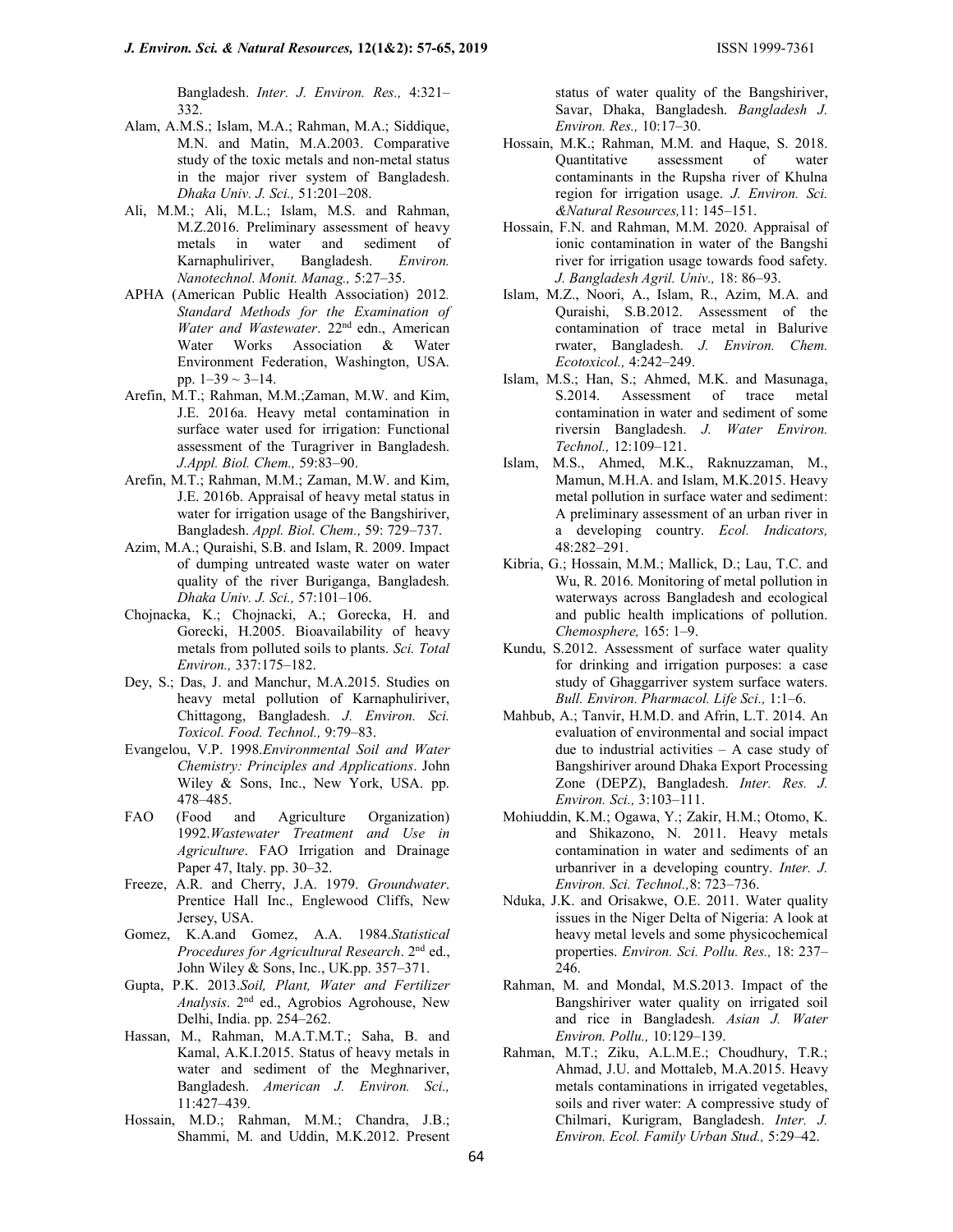Bangladesh. *Inter. J. Environ. Res.,* 4:321–332.

Alam, A.M.S.; Islam, M.A.; Rahman, M.A.; Siddique, M.N. and Matin, M.A.2003. Comparative study of the toxic metals and non-metal status in the major river system of Bangladesh. *Dhaka Univ. J. Sci.,* 51:201–208.

Ali, M.M.; Ali, M.L.; Islam, M.S. and Rahman, M.Z.2016. Preliminary assessment of heavy metals in water and sediment of Karnaphuliriver, Bangladesh. *Environ. Nanotechnol. Monit. Manag.,* 5:27–35.

APHA (American Public Health Association) 2012*. Standard Methods for the Examination of Water and Wastewater*. 22nd edn., American Water Works Association & Water Environment Federation, Washington, USA. pp. 1–39 ~ 3–14.

Arefin, M.T.; Rahman, M.M.;Zaman, M.W. and Kim, J.E. 2016a. Heavy metal contamination in surface water used for irrigation: Functional assessment of the Turagriver in Bangladesh. *J.Appl. Biol. Chem.,* 59:83–90.

Arefin, M.T.; Rahman, M.M.; Zaman, M.W. and Kim, J.E. 2016b. Appraisal of heavy metal status in water for irrigation usage of the Bangshiriver, Bangladesh. *Appl. Biol. Chem.,* 59: 729–737.

Azim, M.A.; Quraishi, S.B. and Islam, R. 2009. Impact of dumping untreated waste water on water quality of the river Buriganga, Bangladesh. *Dhaka Univ. J. Sci.,* 57:101–106.

Chojnacka, K.; Chojnacki, A.; Gorecka, H. and Gorecki, H.2005. Bioavailability of heavy metals from polluted soils to plants. *Sci. Total Environ.,* 337:175–182.

Dey, S.; Das, J. and Manchur, M.A.2015. Studies on heavy metal pollution of Karnaphuliriver, Chittagong, Bangladesh. *J. Environ. Sci. Toxicol. Food. Technol.,* 9:79–83.

Evangelou, V.P. 1998.*Environmental Soil and Water Chemistry: Principles and Applications*. John Wiley & Sons, Inc., New York, USA. pp. 478–485.

FAO (Food and Agriculture Organization) 1992.*Wastewater Treatment and Use in Agriculture*. FAO Irrigation and Drainage Paper 47, Italy. pp. 30–32.

Freeze, A.R. and Cherry, J.A. 1979. *Groundwater*. Prentice Hall Inc., Englewood Cliffs, New Jersey, USA.

Gomez, K.A.and Gomez, A.A. 1984.*Statistical Procedures for Agricultural Research*. 2nd ed., John Wiley & Sons, Inc., UK.pp. 357–371.

Gupta, P.K. 2013.*Soil, Plant, Water and Fertilizer Analysis*. 2nd ed., Agrobios Agrohouse, New Delhi, India. pp. 254–262.

Hassan, M., Rahman, M.A.T.M.T.; Saha, B. and Kamal, A.K.I.2015. Status of heavy metals in water and sediment of the Meghnariver, Bangladesh. *American J. Environ. Sci.,* 11:427–439.

Hossain, M.D.; Rahman, M.M.; Chandra, J.B.; Shammi, M. and Uddin, M.K.2012. Present status of water quality of the Bangshiriver, Savar, Dhaka, Bangladesh. *Bangladesh J. Environ. Res.,* 10:17–30.

Hossain, M.K.; Rahman, M.M. and Haque, S. 2018. Quantitative assessment of water contaminants in the Rupsha river of Khulna region for irrigation usage. *J. Environ. Sci. &Natural Resources,*11: 145–151.

Hossain, F.N. and Rahman, M.M. 2020. Appraisal of ionic contamination in water of the Bangshi river for irrigation usage towards food safety. *J. Bangladesh Agril. Univ.,* 18: 86–93.

Islam, M.Z., Noori, A., Islam, R., Azim, M.A. and Quraishi, S.B.2012. Assessment of the contamination of trace metal in Balurive rwater, Bangladesh. *J. Environ. Chem. Ecotoxicol.,* 4:242–249.

Islam, M.S.; Han, S.; Ahmed, M.K. and Masunaga, S.2014. Assessment of trace metal contamination in water and sediment of some riversin Bangladesh. *J. Water Environ. Technol.,* 12:109–121.

Islam, M.S., Ahmed, M.K., Raknuzzaman, M., Mamun, M.H.A. and Islam, M.K.2015. Heavy metal pollution in surface water and sediment: A preliminary assessment of an urban river in a developing country. *Ecol. Indicators,* 48:282–291.

Kibria, G.; Hossain, M.M.; Mallick, D.; Lau, T.C. and Wu, R. 2016. Monitoring of metal pollution in waterways across Bangladesh and ecological and public health implications of pollution. *Chemosphere,* 165: 1–9.

Kundu, S.2012. Assessment of surface water quality for drinking and irrigation purposes: a case study of Ghaggarriver system surface waters. *Bull. Environ. Pharmacol. Life Sci.,* 1:1–6.

Mahbub, A.; Tanvir, H.M.D. and Afrin, L.T. 2014. An evaluation of environmental and social impact due to industrial activities – A case study of Bangshiriver around Dhaka Export Processing Zone (DEPZ), Bangladesh. *Inter. Res. J. Environ. Sci.,* 3:103–111.

Mohiuddin, K.M.; Ogawa, Y.; Zakir, H.M.; Otomo, K. and Shikazono, N. 2011. Heavy metals contamination in water and sediments of an urbanriver in a developing country. *Inter. J. Environ. Sci. Technol.,*8: 723–736.

Nduka, J.K. and Orisakwe, O.E. 2011. Water quality issues in the Niger Delta of Nigeria: A look at heavy metal levels and some physicochemical properties. *Environ. Sci. Pollu. Res.,* 18: 237–246.

Rahman, M. and Mondal, M.S.2013. Impact of the Bangshiriver water quality on irrigated soil and rice in Bangladesh. *Asian J. Water Environ. Pollu.,* 10:129–139.

Rahman, M.T.; Ziku, A.L.M.E.; Choudhury, T.R.; Ahmad, J.U. and Mottaleb, M.A.2015. Heavy metals contaminations in irrigated vegetables, soils and river water: A compressive study of Chilmari, Kurigram, Bangladesh. *Inter. J. Environ. Ecol. Family Urban Stud.,* 5:29–42.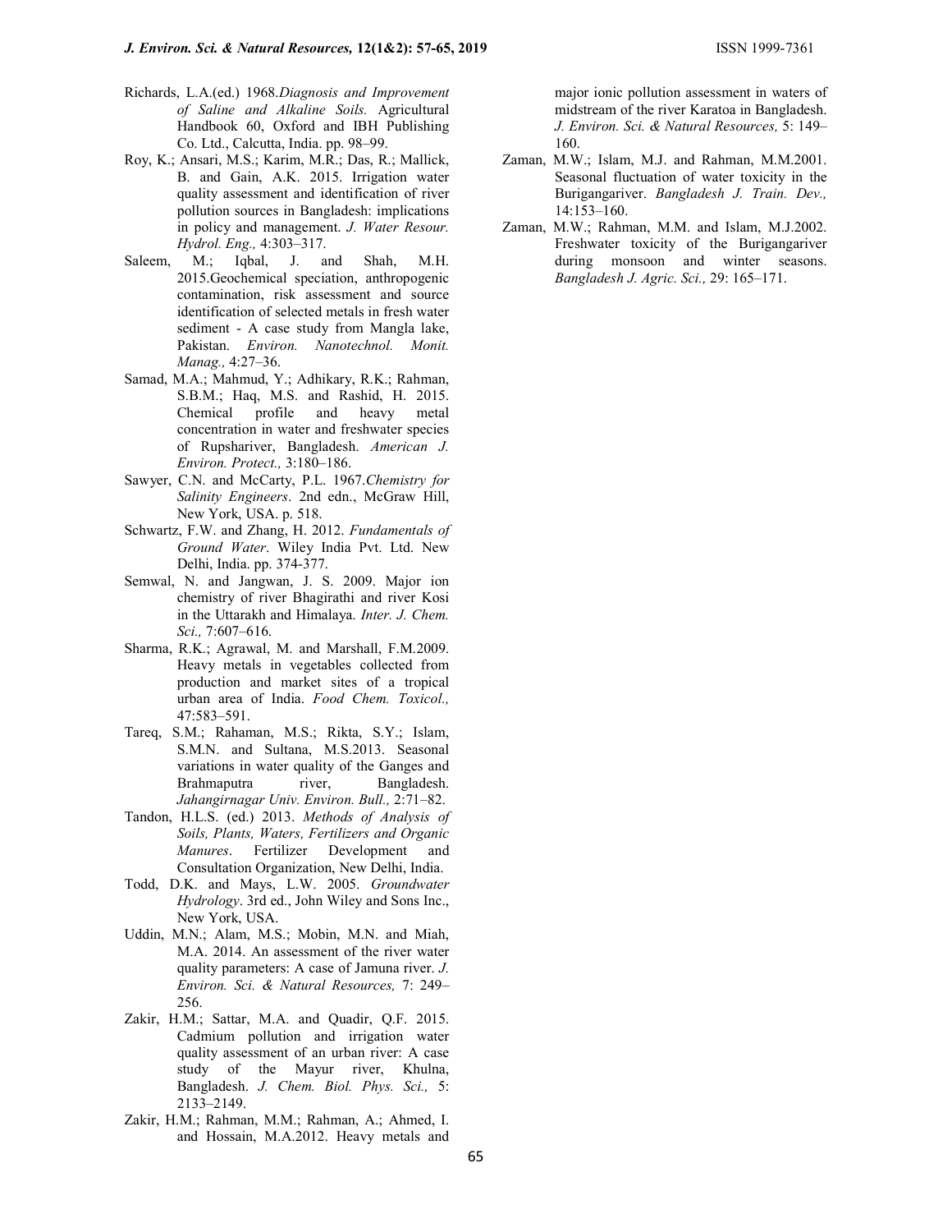Richards, L.A.(ed.) 1968.*Diagnosis and Improvement of Saline and Alkaline Soils.* Agricultural Handbook 60, Oxford and IBH Publishing Co. Ltd., Calcutta, India. pp. 98–99.

Roy, K.; Ansari, M.S.; Karim, M.R.; Das, R.; Mallick, B. and Gain, A.K. 2015. Irrigation water quality assessment and identification of river pollution sources in Bangladesh: implications in policy and management. *J. Water Resour. Hydrol. Eng.,* 4:303–317.

Saleem, M.; Iqbal, J. and Shah, M.H. 2015.Geochemical speciation, anthropogenic contamination, risk assessment and source identification of selected metals in fresh water sediment - A case study from Mangla lake, Pakistan. *Environ. Nanotechnol. Monit. Manag.,* 4:27–36.

Samad, M.A.; Mahmud, Y.; Adhikary, R.K.; Rahman, S.B.M.; Haq, M.S. and Rashid, H. 2015. Chemical profile and heavy metal concentration in water and freshwater species of Rupshariver, Bangladesh. *American J. Environ. Protect.,* 3:180–186.

Sawyer, C.N. and McCarty, P.L. 1967.*Chemistry for Salinity Engineers*. 2nd edn., McGraw Hill, New York, USA. p. 518.

Schwartz, F.W. and Zhang, H. 2012. *Fundamentals of Ground Water*. Wiley India Pvt. Ltd. New Delhi, India. pp. 374-377.

Semwal, N. and Jangwan, J. S. 2009. Major ion chemistry of river Bhagirathi and river Kosi in the Uttarakh and Himalaya. *Inter. J. Chem. Sci.,* 7:607–616.

Sharma, R.K.; Agrawal, M. and Marshall, F.M.2009. Heavy metals in vegetables collected from production and market sites of a tropical urban area of India. *Food Chem. Toxicol.,* 47:583–591.

Tareq, S.M.; Rahaman, M.S.; Rikta, S.Y.; Islam, S.M.N. and Sultana, M.S.2013. Seasonal variations in water quality of the Ganges and Brahmaputra river, Bangladesh. *Jahangirnagar Univ. Environ. Bull.,* 2:71–82.

Tandon, H.L.S. (ed.) 2013. *Methods of Analysis of Soils, Plants, Waters, Fertilizers and Organic Manures*. Fertilizer Development and Consultation Organization, New Delhi, India.

Todd, D.K. and Mays, L.W. 2005. *Groundwater Hydrology*. 3rd ed., John Wiley and Sons Inc., New York, USA.

Uddin, M.N.; Alam, M.S.; Mobin, M.N. and Miah, M.A. 2014. An assessment of the river water quality parameters: A case of Jamuna river. *J. Environ. Sci. & Natural Resources,* 7: 249–256.

Zakir, H.M.; Sattar, M.A. and Quadir, Q.F. 2015. Cadmium pollution and irrigation water quality assessment of an urban river: A case study of the Mayur river, Khulna, Bangladesh. *J. Chem. Biol. Phys. Sci.,* 5: 2133–2149.

Zakir, H.M.; Rahman, M.M.; Rahman, A.; Ahmed, I. and Hossain, M.A.2012. Heavy metals and major ionic pollution assessment in waters of midstream of the river Karatoa in Bangladesh. *J. Environ. Sci. & Natural Resources,* 5: 149–160.

Zaman, M.W.; Islam, M.J. and Rahman, M.M.2001. Seasonal fluctuation of water toxicity in the Burigangariver. *Bangladesh J. Train. Dev.,* 14:153–160.

Zaman, M.W.; Rahman, M.M. and Islam, M.J.2002. Freshwater toxicity of the Burigangariver during monsoon and winter seasons. *Bangladesh J. Agric. Sci.,* 29: 165–171.